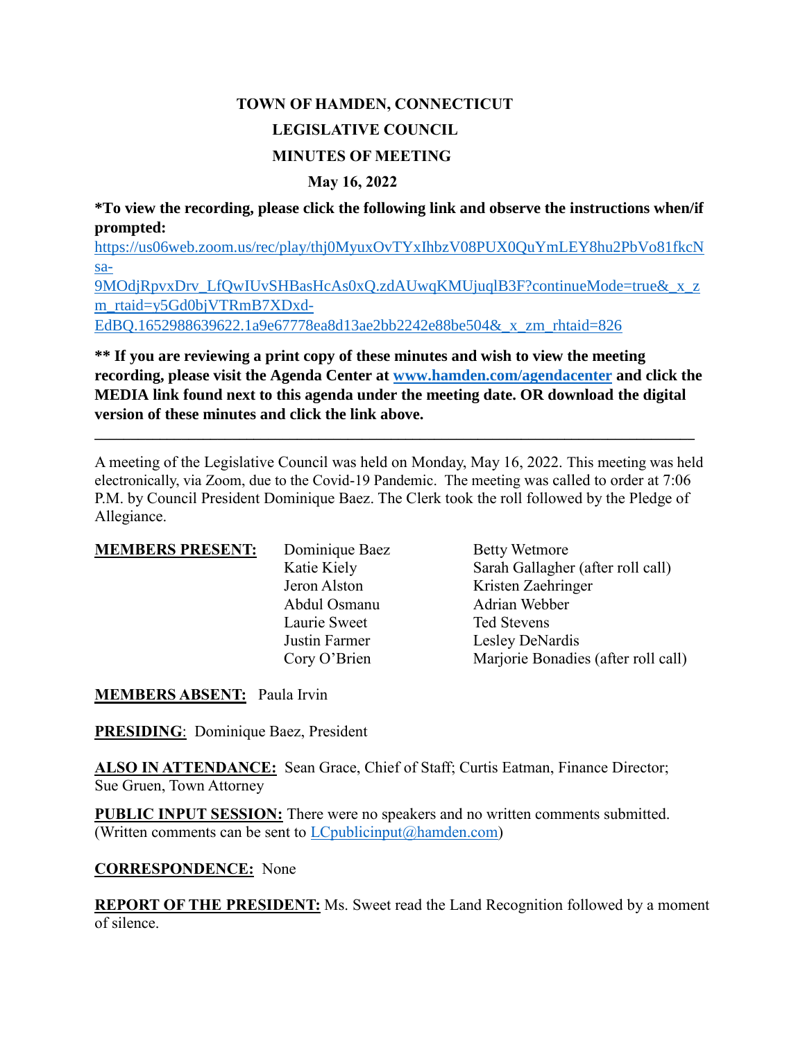**TOWN OF HAMDEN, CONNECTICUT**

**LEGISLATIVE COUNCIL**

**MINUTES OF MEETING**

**May 16, 2022**

**\*To view the recording, please click the following link and observe the instructions when/if prompted:**

https://us06web.zoom.us/rec/play/thj0MyuxOvTYxIhbzV08PUX0QuYmLEY8hu2PbVo81fkcNsa-9MOdjRpvxDrv_LfQwIUvSHBasHcAs0xQ.zdAUwqKMUjuqlB3F?continueMode=true&_x_zm_rtaid=y5Gd0bjVTRmB7XDxd-EdBQ.1652988639622.1a9e67778ea8d13ae2bb2242e88be504&_x_zm_rhtaid=826

**\*\* If you are reviewing a print copy of these minutes and wish to view the meeting recording, please visit the Agenda Center at www.hamden.com/agendacenter and click the MEDIA link found next to this agenda under the meeting date. OR download the digital version of these minutes and click the link above.**

---

A meeting of the Legislative Council was held on Monday, May 16, 2022. This meeting was held electronically, via Zoom, due to the Covid-19 Pandemic. The meeting was called to order at 7:06 P.M. by Council President Dominique Baez. The Clerk took the roll followed by the Pledge of Allegiance.

**MEMBERS PRESENT:**

| | |
|---|---|
| Dominique Baez | Betty Wetmore |
| Katie Kiely | Sarah Gallagher (after roll call) |
| Jeron Alston | Kristen Zaehringer |
| Abdul Osmanu | Adrian Webber |
| Laurie Sweet | Ted Stevens |
| Justin Farmer | Lesley DeNardis |
| Cory O'Brien | Marjorie Bonadies (after roll call) |

**MEMBERS ABSENT:** Paula Irvin

**PRESIDING**: Dominique Baez, President

**ALSO IN ATTENDANCE:** Sean Grace, Chief of Staff; Curtis Eatman, Finance Director; Sue Gruen, Town Attorney

**PUBLIC INPUT SESSION:** There were no speakers and no written comments submitted. (Written comments can be sent to LCpublicinput@hamden.com)

**CORRESPONDENCE:** None

**REPORT OF THE PRESIDENT:** Ms. Sweet read the Land Recognition followed by a moment of silence.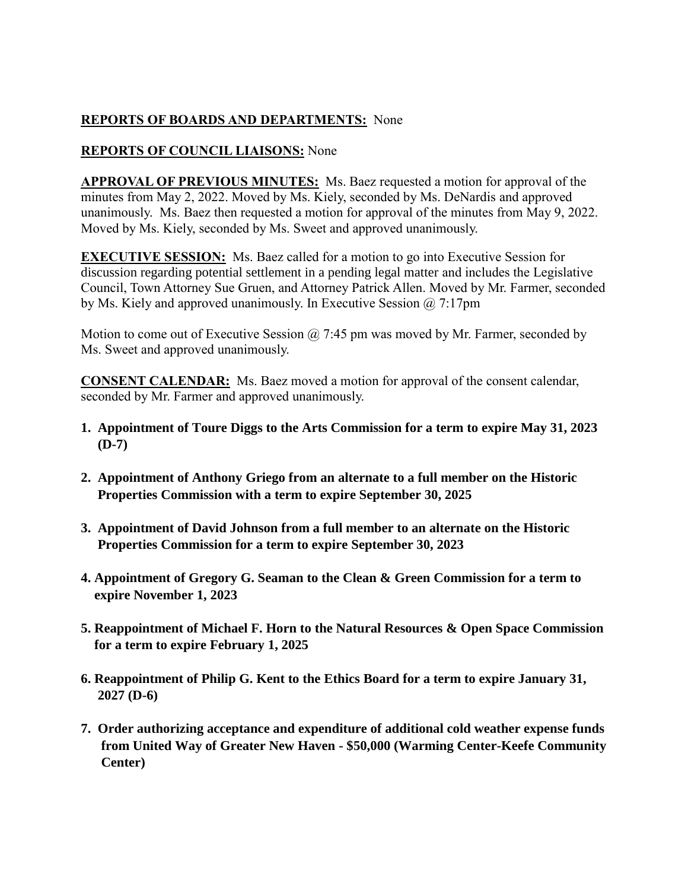**REPORTS OF BOARDS AND DEPARTMENTS:** None

**REPORTS OF COUNCIL LIAISONS:** None

**APPROVAL OF PREVIOUS MINUTES:** Ms. Baez requested a motion for approval of the minutes from May 2, 2022. Moved by Ms. Kiely, seconded by Ms. DeNardis and approved unanimously. Ms. Baez then requested a motion for approval of the minutes from May 9, 2022. Moved by Ms. Kiely, seconded by Ms. Sweet and approved unanimously.

**EXECUTIVE SESSION:** Ms. Baez called for a motion to go into Executive Session for discussion regarding potential settlement in a pending legal matter and includes the Legislative Council, Town Attorney Sue Gruen, and Attorney Patrick Allen. Moved by Mr. Farmer, seconded by Ms. Kiely and approved unanimously. In Executive Session @ 7:17pm

Motion to come out of Executive Session @ 7:45 pm was moved by Mr. Farmer, seconded by Ms. Sweet and approved unanimously.

**CONSENT CALENDAR:** Ms. Baez moved a motion for approval of the consent calendar, seconded by Mr. Farmer and approved unanimously.

1. **Appointment of Toure Diggs to the Arts Commission for a term to expire May 31, 2023 (D-7)**

2. **Appointment of Anthony Griego from an alternate to a full member on the Historic Properties Commission with a term to expire September 30, 2025**

3. **Appointment of David Johnson from a full member to an alternate on the Historic Properties Commission for a term to expire September 30, 2023**

4. **Appointment of Gregory G. Seaman to the Clean & Green Commission for a term to expire November 1, 2023**

5. **Reappointment of Michael F. Horn to the Natural Resources & Open Space Commission for a term to expire February 1, 2025**

6. **Reappointment of Philip G. Kent to the Ethics Board for a term to expire January 31, 2027 (D-6)**

7. **Order authorizing acceptance and expenditure of additional cold weather expense funds from United Way of Greater New Haven - $50,000 (Warming Center-Keefe Community Center)**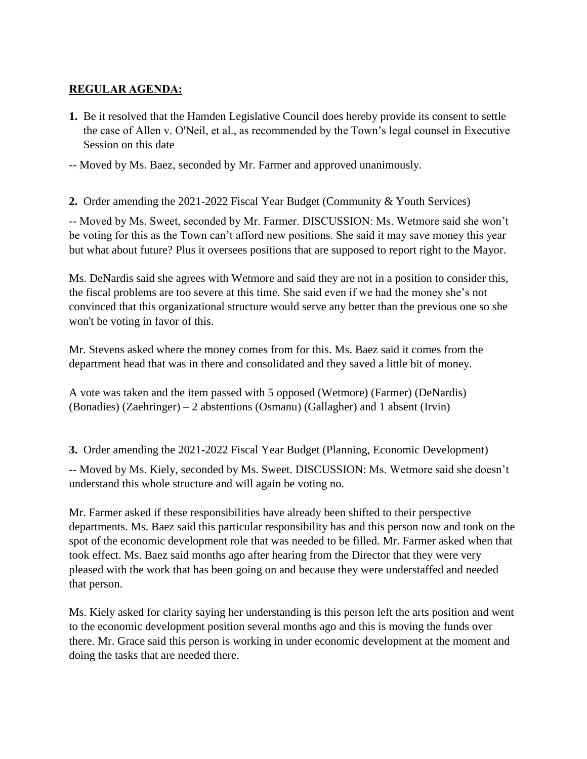**REGULAR AGENDA:**

1. Be it resolved that the Hamden Legislative Council does hereby provide its consent to settle the case of Allen v. O'Neil, et al., as recommended by the Town's legal counsel in Executive Session on this date

-- Moved by Ms. Baez, seconded by Mr. Farmer and approved unanimously.

2. Order amending the 2021-2022 Fiscal Year Budget (Community & Youth Services)

-- Moved by Ms. Sweet, seconded by Mr. Farmer. DISCUSSION: Ms. Wetmore said she won't be voting for this as the Town can't afford new positions. She said it may save money this year but what about future? Plus it oversees positions that are supposed to report right to the Mayor.

Ms. DeNardis said she agrees with Wetmore and said they are not in a position to consider this, the fiscal problems are too severe at this time. She said even if we had the money she's not convinced that this organizational structure would serve any better than the previous one so she won't be voting in favor of this.

Mr. Stevens asked where the money comes from for this. Ms. Baez said it comes from the department head that was in there and consolidated and they saved a little bit of money.

A vote was taken and the item passed with 5 opposed (Wetmore) (Farmer) (DeNardis) (Bonadies) (Zaehringer) – 2 abstentions (Osmanu) (Gallagher) and 1 absent (Irvin)

3. Order amending the 2021-2022 Fiscal Year Budget (Planning, Economic Development)

-- Moved by Ms. Kiely, seconded by Ms. Sweet. DISCUSSION: Ms. Wetmore said she doesn't understand this whole structure and will again be voting no.

Mr. Farmer asked if these responsibilities have already been shifted to their perspective departments. Ms. Baez said this particular responsibility has and this person now and took on the spot of the economic development role that was needed to be filled. Mr. Farmer asked when that took effect. Ms. Baez said months ago after hearing from the Director that they were very pleased with the work that has been going on and because they were understaffed and needed that person.

Ms. Kiely asked for clarity saying her understanding is this person left the arts position and went to the economic development position several months ago and this is moving the funds over there. Mr. Grace said this person is working in under economic development at the moment and doing the tasks that are needed there.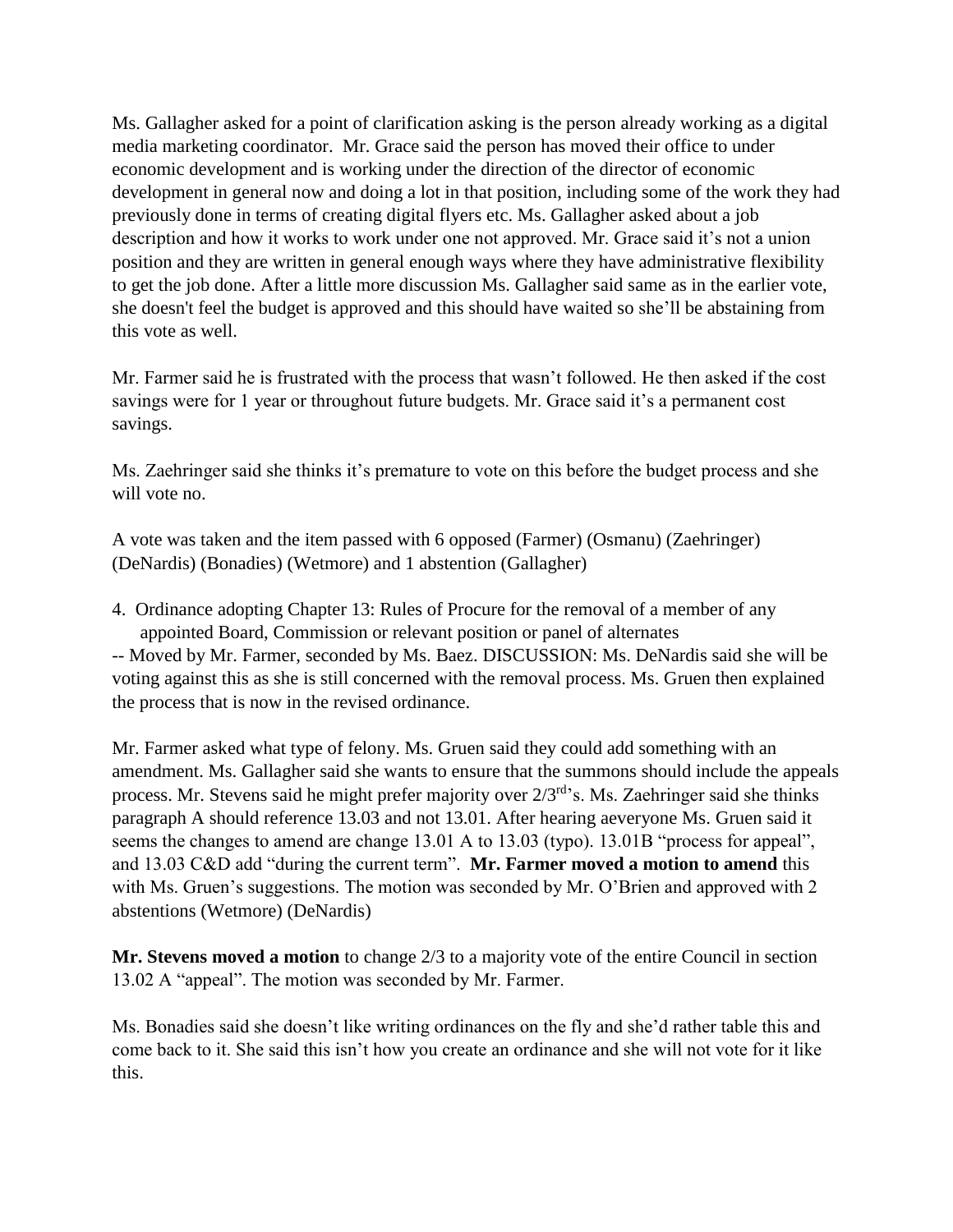Ms. Gallagher asked for a point of clarification asking is the person already working as a digital media marketing coordinator. Mr. Grace said the person has moved their office to under economic development and is working under the direction of the director of economic development in general now and doing a lot in that position, including some of the work they had previously done in terms of creating digital flyers etc. Ms. Gallagher asked about a job description and how it works to work under one not approved. Mr. Grace said it's not a union position and they are written in general enough ways where they have administrative flexibility to get the job done. After a little more discussion Ms. Gallagher said same as in the earlier vote, she doesn't feel the budget is approved and this should have waited so she'll be abstaining from this vote as well.

Mr. Farmer said he is frustrated with the process that wasn't followed. He then asked if the cost savings were for 1 year or throughout future budgets. Mr. Grace said it's a permanent cost savings.

Ms. Zaehringer said she thinks it's premature to vote on this before the budget process and she will vote no.

A vote was taken and the item passed with 6 opposed (Farmer) (Osmanu) (Zaehringer) (DeNardis) (Bonadies) (Wetmore) and 1 abstention (Gallagher)

4. Ordinance adopting Chapter 13: Rules of Procure for the removal of a member of any appointed Board, Commission or relevant position or panel of alternates

-- Moved by Mr. Farmer, seconded by Ms. Baez. DISCUSSION: Ms. DeNardis said she will be voting against this as she is still concerned with the removal process. Ms. Gruen then explained the process that is now in the revised ordinance.

Mr. Farmer asked what type of felony. Ms. Gruen said they could add something with an amendment. Ms. Gallagher said she wants to ensure that the summons should include the appeals process. Mr. Stevens said he might prefer majority over 2/3rd's. Ms. Zaehringer said she thinks paragraph A should reference 13.03 and not 13.01. After hearing aeveryone Ms. Gruen said it seems the changes to amend are change 13.01 A to 13.03 (typo). 13.01B "process for appeal", and 13.03 C&D add "during the current term". **Mr. Farmer moved a motion to amend** this with Ms. Gruen's suggestions. The motion was seconded by Mr. O'Brien and approved with 2 abstentions (Wetmore) (DeNardis)

**Mr. Stevens moved a motion** to change 2/3 to a majority vote of the entire Council in section 13.02 A "appeal". The motion was seconded by Mr. Farmer.

Ms. Bonadies said she doesn't like writing ordinances on the fly and she'd rather table this and come back to it. She said this isn't how you create an ordinance and she will not vote for it like this.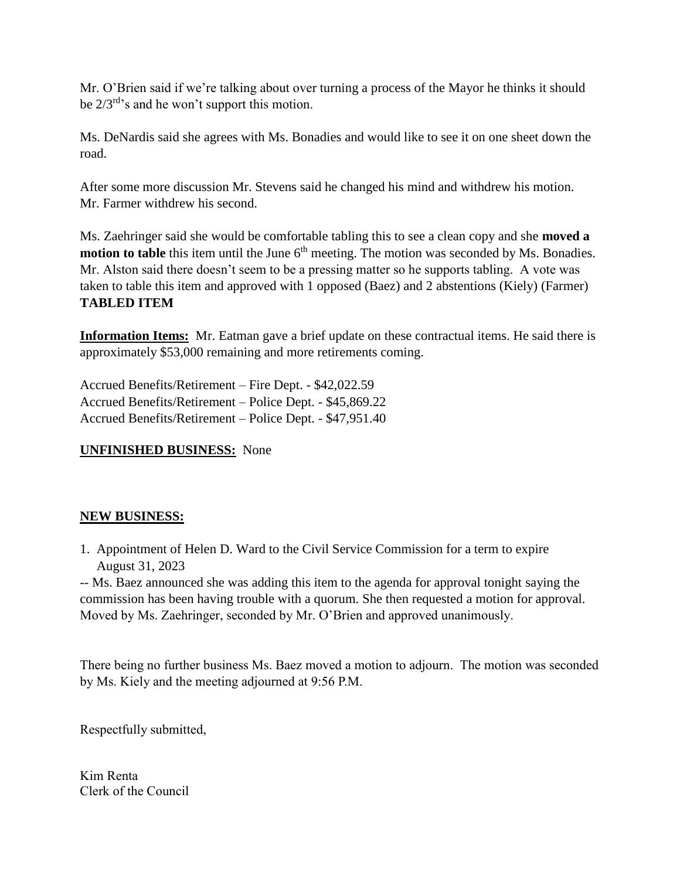Mr. O'Brien said if we're talking about over turning a process of the Mayor he thinks it should be 2/3rd's and he won't support this motion.

Ms. DeNardis said she agrees with Ms. Bonadies and would like to see it on one sheet down the road.

After some more discussion Mr. Stevens said he changed his mind and withdrew his motion. Mr. Farmer withdrew his second.

Ms. Zaehringer said she would be comfortable tabling this to see a clean copy and she **moved a motion to table** this item until the June 6th meeting. The motion was seconded by Ms. Bonadies. Mr. Alston said there doesn't seem to be a pressing matter so he supports tabling. A vote was taken to table this item and approved with 1 opposed (Baez) and 2 abstentions (Kiely) (Farmer)
**TABLED ITEM**

**Information Items:** Mr. Eatman gave a brief update on these contractual items. He said there is approximately $53,000 remaining and more retirements coming.

Accrued Benefits/Retirement – Fire Dept. - $42,022.59
Accrued Benefits/Retirement – Police Dept. - $45,869.22
Accrued Benefits/Retirement – Police Dept. - $47,951.40

**UNFINISHED BUSINESS:** None

**NEW BUSINESS:**

1. Appointment of Helen D. Ward to the Civil Service Commission for a term to expire August 31, 2023

-- Ms. Baez announced she was adding this item to the agenda for approval tonight saying the commission has been having trouble with a quorum. She then requested a motion for approval. Moved by Ms. Zaehringer, seconded by Mr. O'Brien and approved unanimously.

There being no further business Ms. Baez moved a motion to adjourn. The motion was seconded by Ms. Kiely and the meeting adjourned at 9:56 P.M.

Respectfully submitted,

Kim Renta
Clerk of the Council